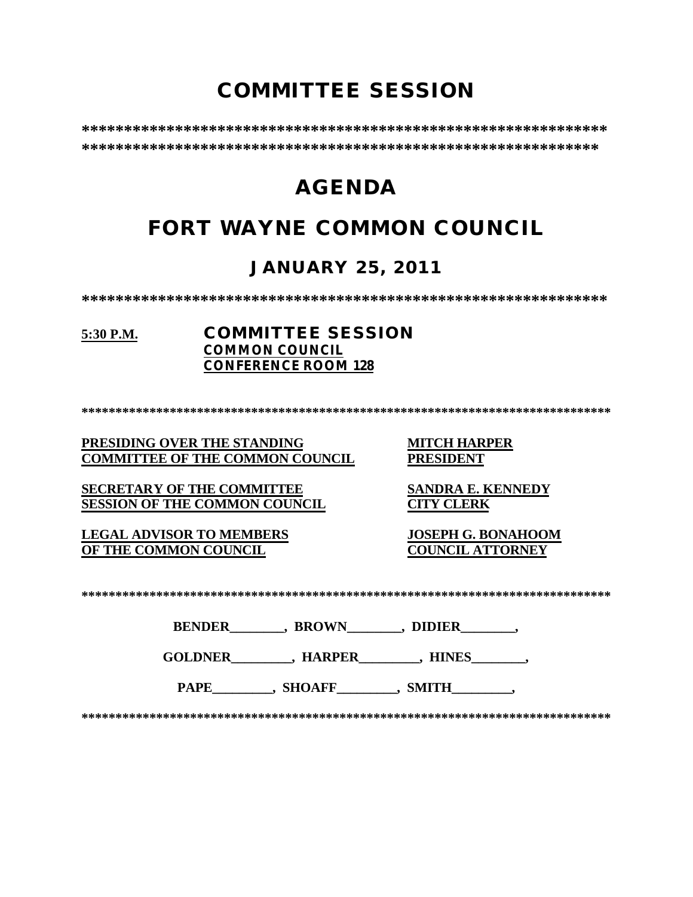# COMMITTEE SESSION

**\*\*\*\*\*\*\*\*\*\*\*\*\*\*\*\*\*\*\*\*\*\*\*\*\*\*\*\*\*\*\*\*\*\*\*\*\*\*\*\*\*\*\*\*\*\*\*\*\*\*\*\*\*\*\*\*\*\*\*\*\*\*\*\*\***

# AGENDA

# FORT WAYNE COMMON COUNCIL

## JANUARY 25, 2011

**\*\*\*\*\*\*\*\*\*\*\*\*\*\*\*\*\*\*\*\*\*\*\*\*\*\*\*\*\*\*\*\*\*\*\*\*\*\*\*\*\*\*\*\*\*\*\*\*\*\*\*\*\*\*\*\*\*\*\*\*\*\*\*\*\***

**5:30 P.M.** **COMMITTEE SESSION**
**COMMON COUNCIL**
**CONFERENCE ROOM 128**

**\*\*\*\*\*\*\*\*\*\*\*\*\*\*\*\*\*\*\*\*\*\*\*\*\*\*\*\*\*\*\*\*\*\*\*\*\*\*\*\*\*\*\*\*\*\*\*\*\*\*\*\*\*\*\*\*\*\*\*\*\*\*\*\*\*\*\*\*\*\*\*\*\*\*\*\*\*\***

| | |
|---|---|
| **PRESIDING OVER THE STANDING COMMITTEE OF THE COMMON COUNCIL** | **MITCH HARPER PRESIDENT** |
| **SECRETARY OF THE COMMITTEE SESSION OF THE COMMON COUNCIL** | **SANDRA E. KENNEDY CITY CLERK** |
| **LEGAL ADVISOR TO MEMBERS OF THE COMMON COUNCIL** | **JOSEPH G. BONAHOOM COUNCIL ATTORNEY** |

**\*\*\*\*\*\*\*\*\*\*\*\*\*\*\*\*\*\*\*\*\*\*\*\*\*\*\*\*\*\*\*\*\*\*\*\*\*\*\*\*\*\*\*\*\*\*\*\*\*\*\*\*\*\*\*\*\*\*\*\*\*\*\*\*\*\*\*\*\*\*\*\*\*\*\*\*\*\***

**BENDER________, BROWN________, DIDIER________,**

**GOLDNER_________, HARPER_________, HINES________,**

**PAPE_________, SHOAFF_________, SMITH_________,**

**\*\*\*\*\*\*\*\*\*\*\*\*\*\*\*\*\*\*\*\*\*\*\*\*\*\*\*\*\*\*\*\*\*\*\*\*\*\*\*\*\*\*\*\*\*\*\*\*\*\*\*\*\*\*\*\*\*\*\*\*\*\*\*\*\*\*\*\*\*\*\*\*\*\*\*\*\*\***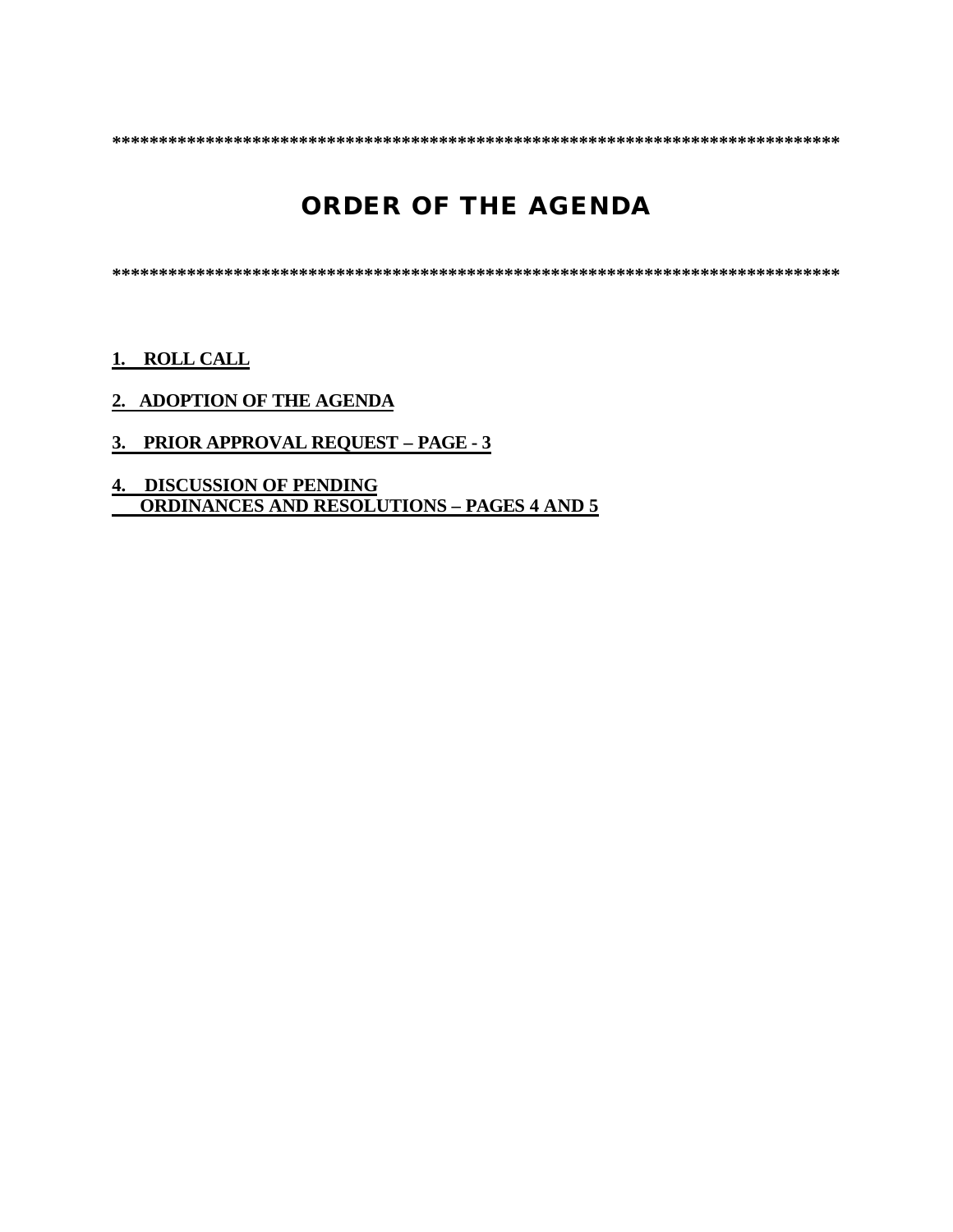********************************************************************************

# ORDER OF THE AGENDA

********************************************************************************

**1. ROLL CALL**

**2. ADOPTION OF THE AGENDA**

**3. PRIOR APPROVAL REQUEST – PAGE - 3**

**4. DISCUSSION OF PENDING ORDINANCES AND RESOLUTIONS – PAGES 4 AND 5**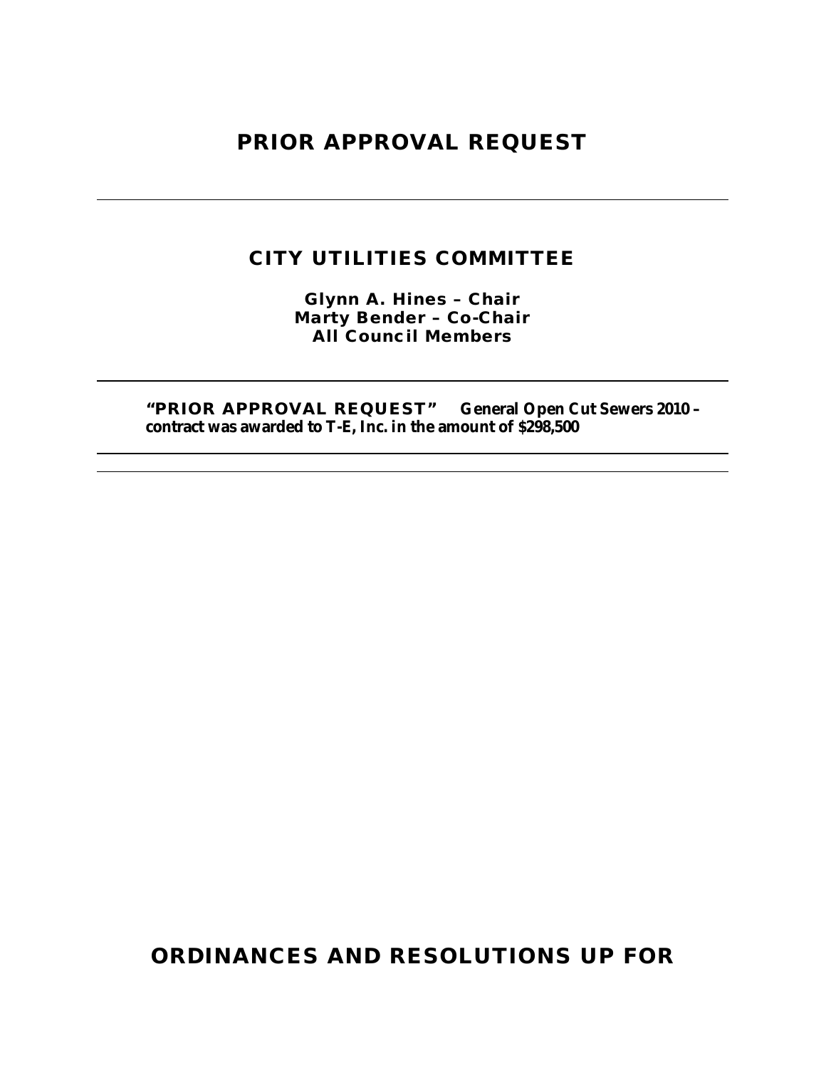# PRIOR APPROVAL REQUEST

---

## CITY UTILITIES COMMITTEE

**Glynn A. Hines – Chair**
**Marty Bender – Co-Chair**
**All Council Members**

---

**"PRIOR APPROVAL REQUEST"** **General Open Cut Sewers 2010 – contract was awarded to T-E, Inc. in the amount of $298,500**

---

# ORDINANCES AND RESOLUTIONS UP FOR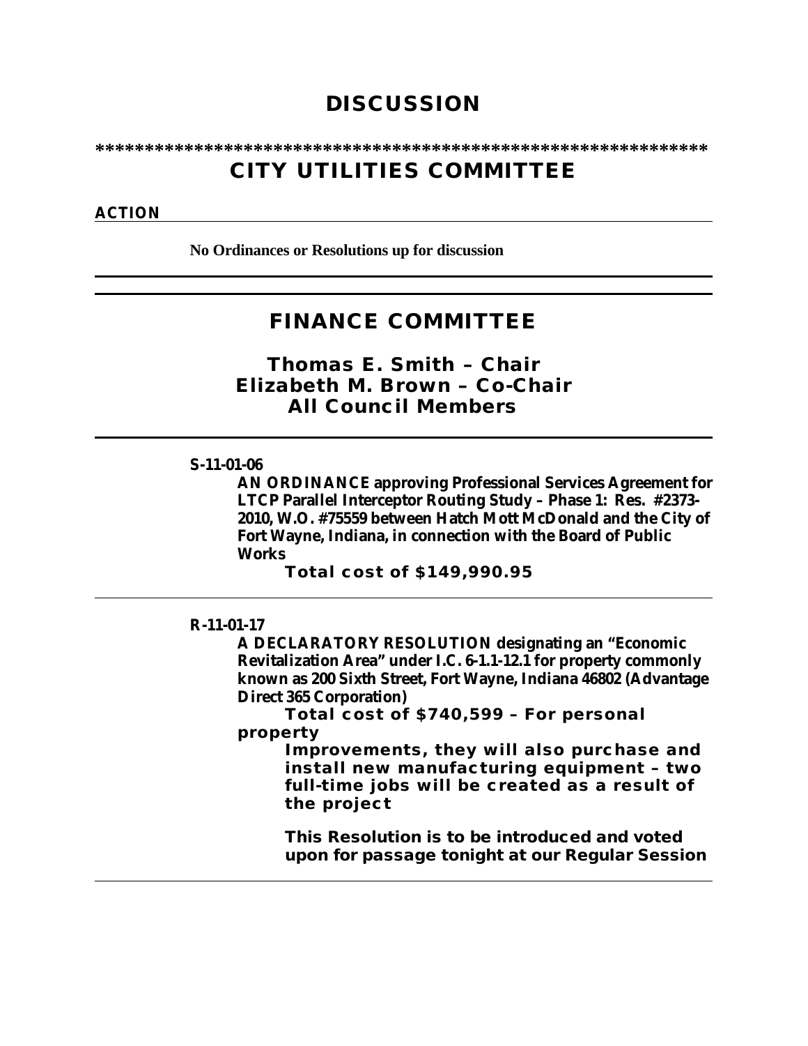# DISCUSSION

**************************************************************

## CITY UTILITIES COMMITTEE

**ACTION**

**No Ordinances or Resolutions up for discussion**

---

## FINANCE COMMITTEE

### Thomas E. Smith – Chair
### Elizabeth M. Brown – Co-Chair
### All Council Members

---

**S-11-01-06**

**AN ORDINANCE approving Professional Services Agreement for LTCP Parallel Interceptor Routing Study – Phase 1: Res. #2373-2010, W.O. #75559 between Hatch Mott McDonald and the City of Fort Wayne, Indiana, in connection with the Board of Public Works**

**Total cost of $149,990.95**

---

**R-11-01-17**

**A DECLARATORY RESOLUTION designating an "Economic Revitalization Area" under I.C. 6-1.1-12.1 for property commonly known as 200 Sixth Street, Fort Wayne, Indiana 46802 (Advantage Direct 365 Corporation)**

**Total cost of $740,599 – For personal property**

**Improvements, they will also purchase and install new manufacturing equipment – two full-time jobs will be created as a result of the project**

**This Resolution is to be introduced and voted upon for passage tonight at our Regular Session**

---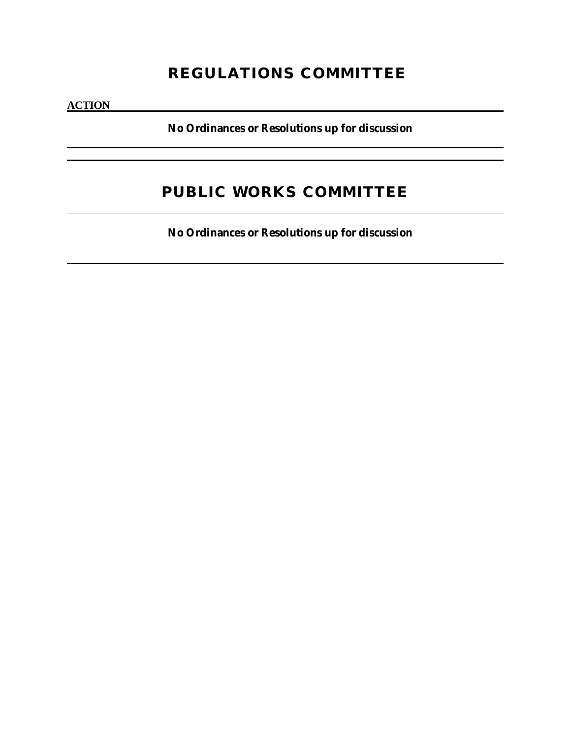# REGULATIONS COMMITTEE

**ACTION**

---

**No Ordinances or Resolutions up for discussion**

---

---

# PUBLIC WORKS COMMITTEE

---

**No Ordinances or Resolutions up for discussion**

---

---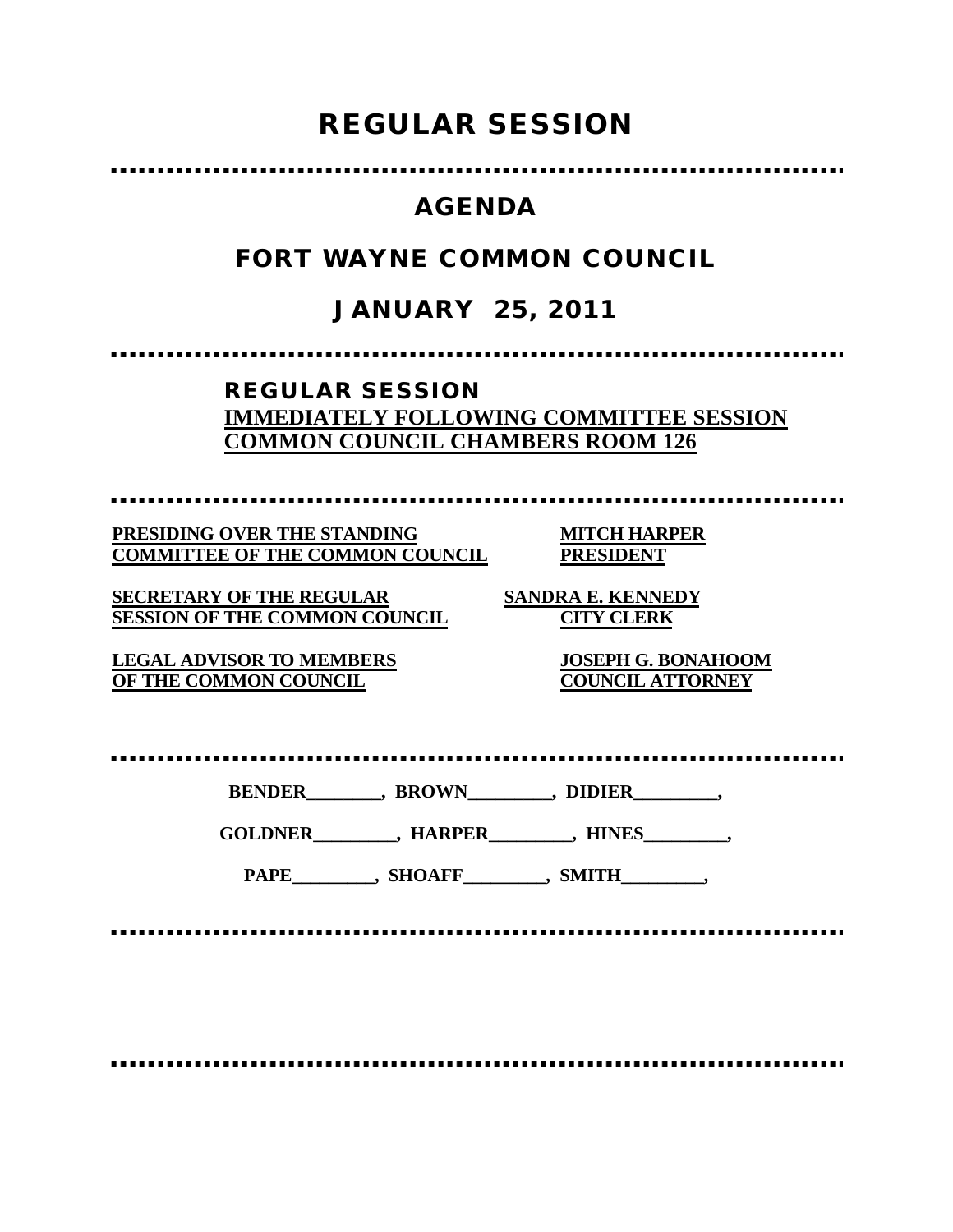# REGULAR SESSION

# AGENDA

# FORT WAYNE COMMON COUNCIL

# JANUARY 25, 2011

## REGULAR SESSION

**IMMEDIATELY FOLLOWING COMMITTEE SESSION**
**COMMON COUNCIL CHAMBERS ROOM 126**

| | |
|---|---|
| **PRESIDING OVER THE STANDING COMMITTEE OF THE COMMON COUNCIL** | **MITCH HARPER PRESIDENT** |
| **SECRETARY OF THE REGULAR SESSION OF THE COMMON COUNCIL** | **SANDRA E. KENNEDY CITY CLERK** |
| **LEGAL ADVISOR TO MEMBERS OF THE COMMON COUNCIL** | **JOSEPH G. BONAHOOM COUNCIL ATTORNEY** |

**BENDER________, BROWN_________, DIDIER_________,**

**GOLDNER_________, HARPER_________, HINES_________,**

**PAPE_________, SHOAFF_________, SMITH_________,**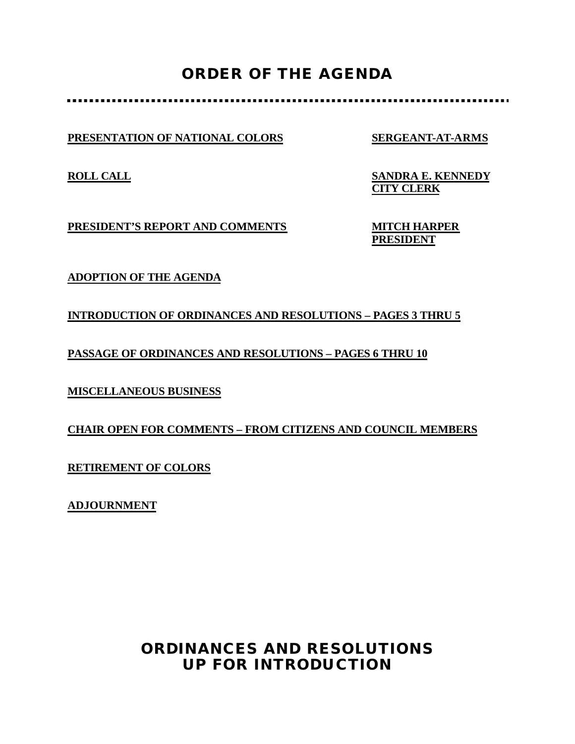# ORDER OF THE AGENDA

**PRESENTATION OF NATIONAL COLORS** — **SERGEANT-AT-ARMS**

**ROLL CALL** — **SANDRA E. KENNEDY**
**CITY CLERK**

**PRESIDENT'S REPORT AND COMMENTS** — **MITCH HARPER**
**PRESIDENT**

**ADOPTION OF THE AGENDA**

**INTRODUCTION OF ORDINANCES AND RESOLUTIONS – PAGES 3 THRU 5**

**PASSAGE OF ORDINANCES AND RESOLUTIONS – PAGES 6 THRU 10**

**MISCELLANEOUS BUSINESS**

**CHAIR OPEN FOR COMMENTS – FROM CITIZENS AND COUNCIL MEMBERS**

**RETIREMENT OF COLORS**

**ADJOURNMENT**

# ORDINANCES AND RESOLUTIONS UP FOR INTRODUCTION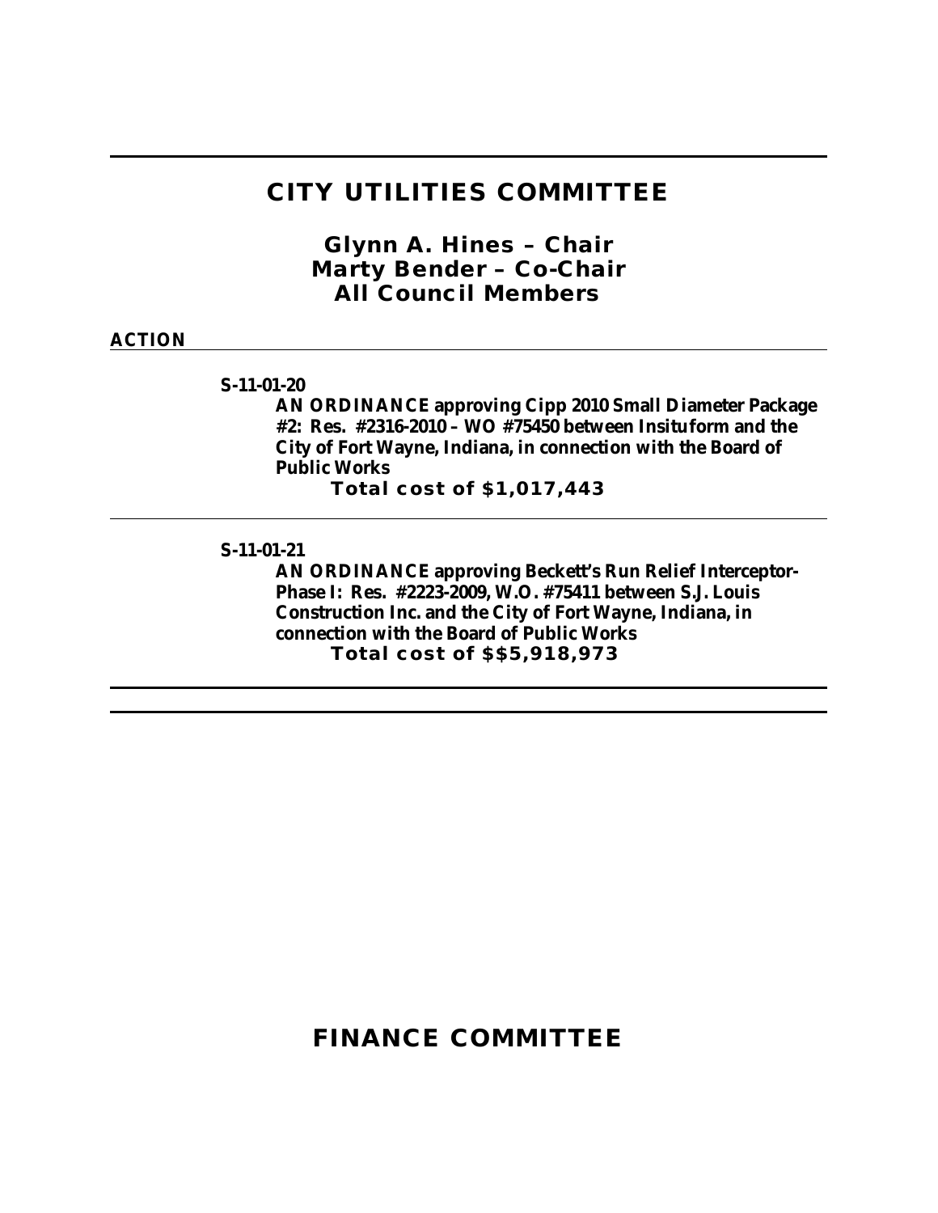# CITY UTILITIES COMMITTEE

### Glynn A. Hines – Chair
### Marty Bender – Co-Chair
### All Council Members

**ACTION**

---

**S-11-01-20**

**AN ORDINANCE approving Cipp 2010 Small Diameter Package #2: Res. #2316-2010 – WO #75450 between Insituform and the City of Fort Wayne, Indiana, in connection with the Board of Public Works**

**Total cost of $1,017,443**

---

**S-11-01-21**

**AN ORDINANCE approving Beckett's Run Relief Interceptor-Phase I: Res. #2223-2009, W.O. #75411 between S.J. Louis Construction Inc. and the City of Fort Wayne, Indiana, in connection with the Board of Public Works**

**Total cost of $$5,918,973**

---

# FINANCE COMMITTEE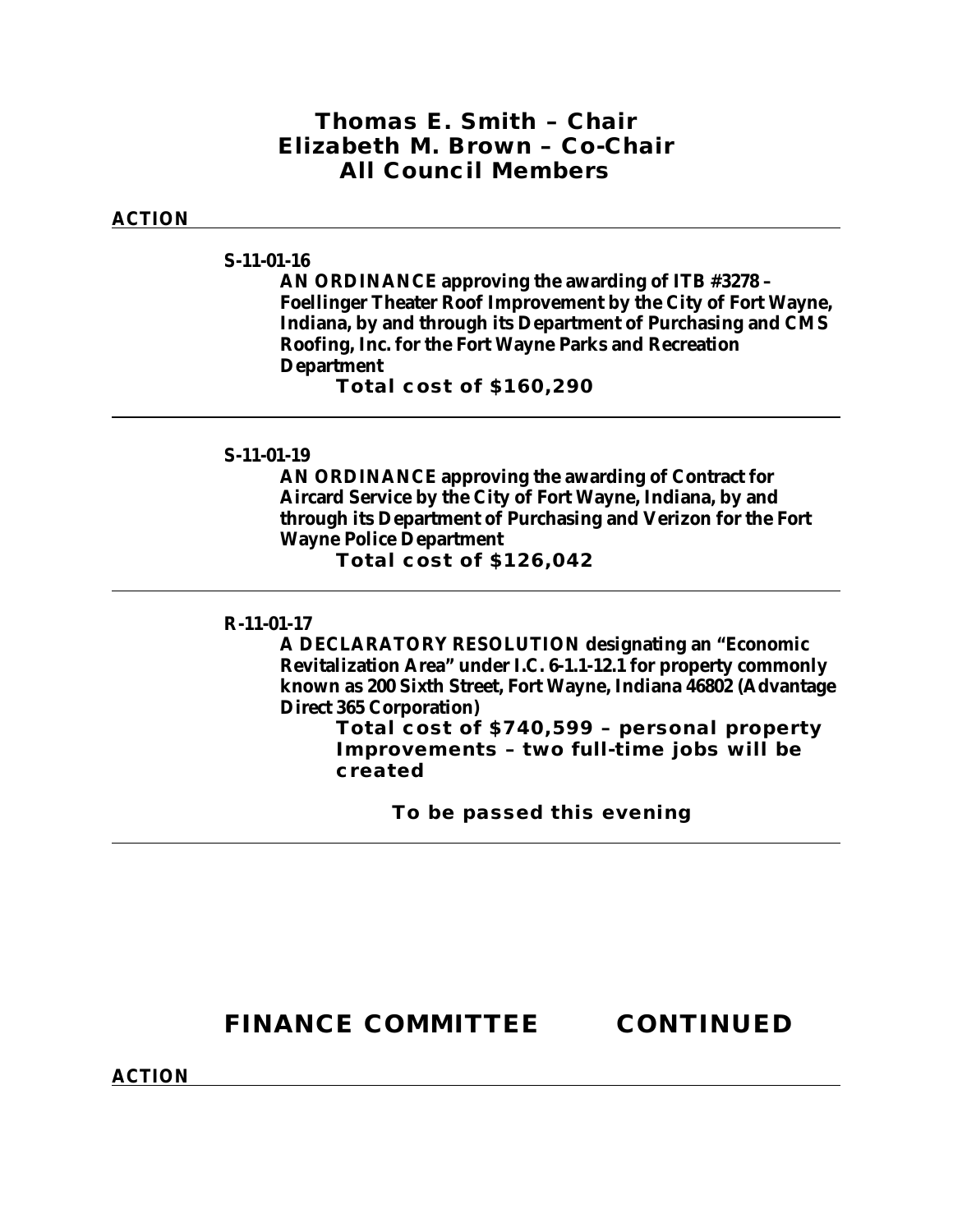**Thomas E. Smith – Chair**
**Elizabeth M. Brown – Co-Chair**
**All Council Members**

**ACTION**

---

**S-11-01-16**

**AN ORDINANCE approving the awarding of ITB #3278 – Foellinger Theater Roof Improvement by the City of Fort Wayne, Indiana, by and through its Department of Purchasing and CMS Roofing, Inc. for the Fort Wayne Parks and Recreation Department**

**Total cost of $160,290**

---

**S-11-01-19**

**AN ORDINANCE approving the awarding of Contract for Aircard Service by the City of Fort Wayne, Indiana, by and through its Department of Purchasing and Verizon for the Fort Wayne Police Department**

**Total cost of $126,042**

---

**R-11-01-17**

**A DECLARATORY RESOLUTION designating an "Economic Revitalization Area" under I.C. 6-1.1-12.1 for property commonly known as 200 Sixth Street, Fort Wayne, Indiana 46802 (Advantage Direct 365 Corporation)**

**Total cost of $740,599 – personal property Improvements – two full-time jobs will be created**

**To be passed this evening**

---

## FINANCE COMMITTEE CONTINUED

**ACTION**

---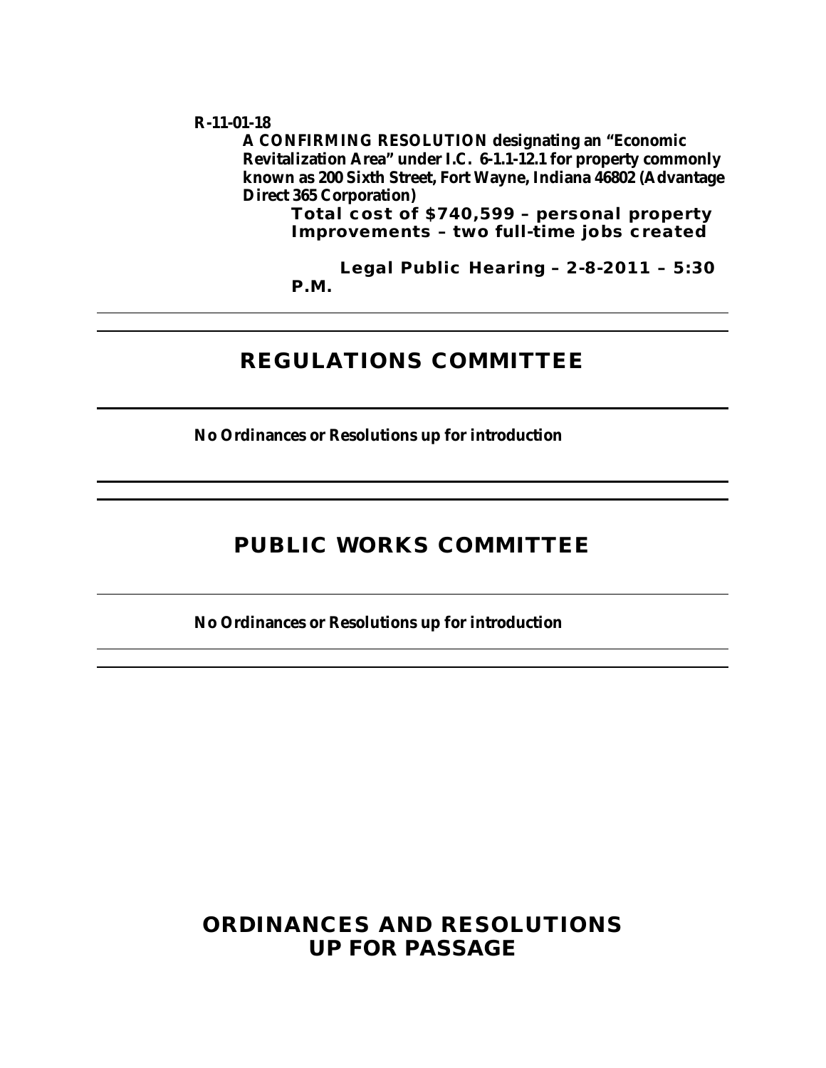**R-11-01-18**

**A CONFIRMING RESOLUTION designating an "Economic Revitalization Area" under I.C. 6-1.1-12.1 for property commonly known as 200 Sixth Street, Fort Wayne, Indiana 46802 (Advantage Direct 365 Corporation)**

**Total cost of $740,599 – personal property Improvements – two full-time jobs created**

**Legal Public Hearing – 2-8-2011 – 5:30 P.M.**

---

## REGULATIONS COMMITTEE

---

**No Ordinances or Resolutions up for introduction**

---

## PUBLIC WORKS COMMITTEE

---

**No Ordinances or Resolutions up for introduction**

---

## ORDINANCES AND RESOLUTIONS UP FOR PASSAGE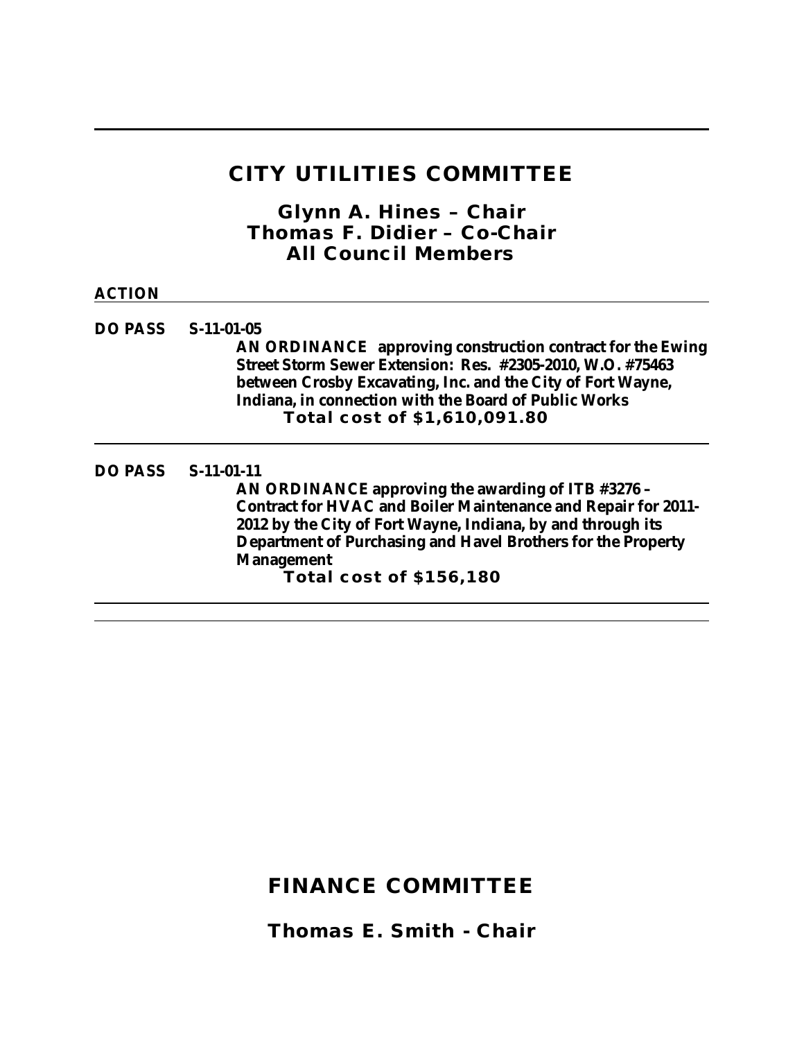## CITY UTILITIES COMMITTEE

### Glynn A. Hines – Chair
### Thomas F. Didier – Co-Chair
### All Council Members

**ACTION**

**DO PASS S-11-01-05**

**AN ORDINANCE approving construction contract for the Ewing Street Storm Sewer Extension: Res. #2305-2010, W.O. #75463 between Crosby Excavating, Inc. and the City of Fort Wayne, Indiana, in connection with the Board of Public Works**

**Total cost of $1,610,091.80**

---

**DO PASS S-11-01-11**

**AN ORDINANCE approving the awarding of ITB #3276 – Contract for HVAC and Boiler Maintenance and Repair for 2011-2012 by the City of Fort Wayne, Indiana, by and through its Department of Purchasing and Havel Brothers for the Property Management**

**Total cost of $156,180**

---

## FINANCE COMMITTEE

### Thomas E. Smith - Chair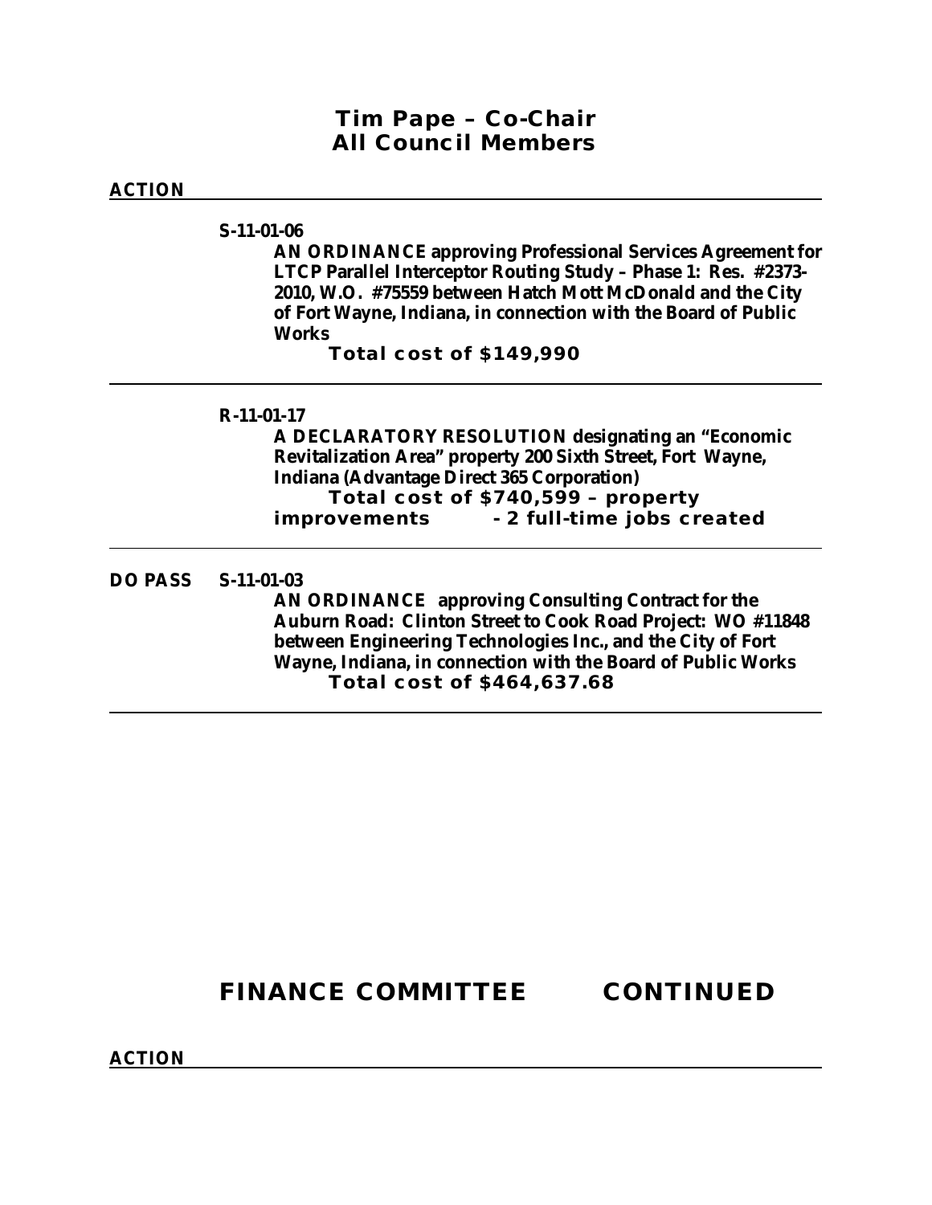**Tim Pape – Co-Chair**
**All Council Members**

**ACTION**

---

**S-11-01-06**

**AN ORDINANCE approving Professional Services Agreement for LTCP Parallel Interceptor Routing Study – Phase 1: Res. #2373-2010, W.O. #75559 between Hatch Mott McDonald and the City of Fort Wayne, Indiana, in connection with the Board of Public Works**

**Total cost of $149,990**

---

**R-11-01-17**

**A DECLARATORY RESOLUTION designating an "Economic Revitalization Area" property 200 Sixth Street, Fort Wayne, Indiana (Advantage Direct 365 Corporation)**

**Total cost of $740,599 – property improvements - 2 full-time jobs created**

---

**DO PASS** **S-11-01-03**

**AN ORDINANCE approving Consulting Contract for the Auburn Road: Clinton Street to Cook Road Project: WO #11848 between Engineering Technologies Inc., and the City of Fort Wayne, Indiana, in connection with the Board of Public Works**

**Total cost of $464,637.68**

---

## FINANCE COMMITTEE CONTINUED

**ACTION**

---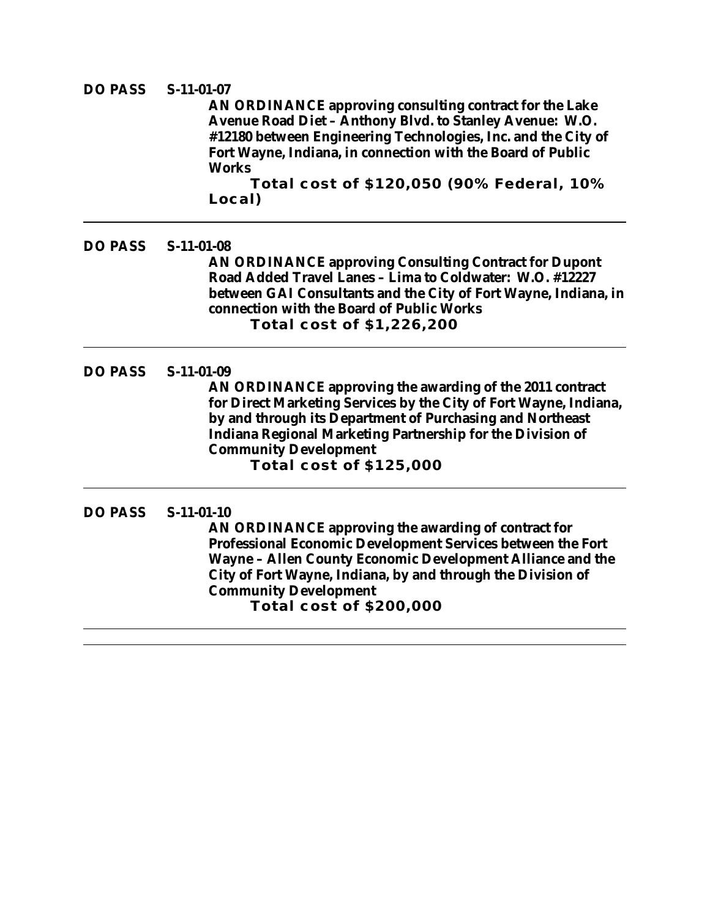**DO PASS S-11-01-07**

**AN ORDINANCE approving consulting contract for the Lake Avenue Road Diet – Anthony Blvd. to Stanley Avenue: W.O. #12180 between Engineering Technologies, Inc. and the City of Fort Wayne, Indiana, in connection with the Board of Public Works**

**Total cost of $120,050 (90% Federal, 10% Local)**

---

**DO PASS S-11-01-08**

**AN ORDINANCE approving Consulting Contract for Dupont Road Added Travel Lanes – Lima to Coldwater: W.O. #12227 between GAI Consultants and the City of Fort Wayne, Indiana, in connection with the Board of Public Works**

**Total cost of $1,226,200**

---

**DO PASS S-11-01-09**

**AN ORDINANCE approving the awarding of the 2011 contract for Direct Marketing Services by the City of Fort Wayne, Indiana, by and through its Department of Purchasing and Northeast Indiana Regional Marketing Partnership for the Division of Community Development**

**Total cost of $125,000**

---

**DO PASS S-11-01-10**

**AN ORDINANCE approving the awarding of contract for Professional Economic Development Services between the Fort Wayne – Allen County Economic Development Alliance and the City of Fort Wayne, Indiana, by and through the Division of Community Development**

**Total cost of $200,000**

---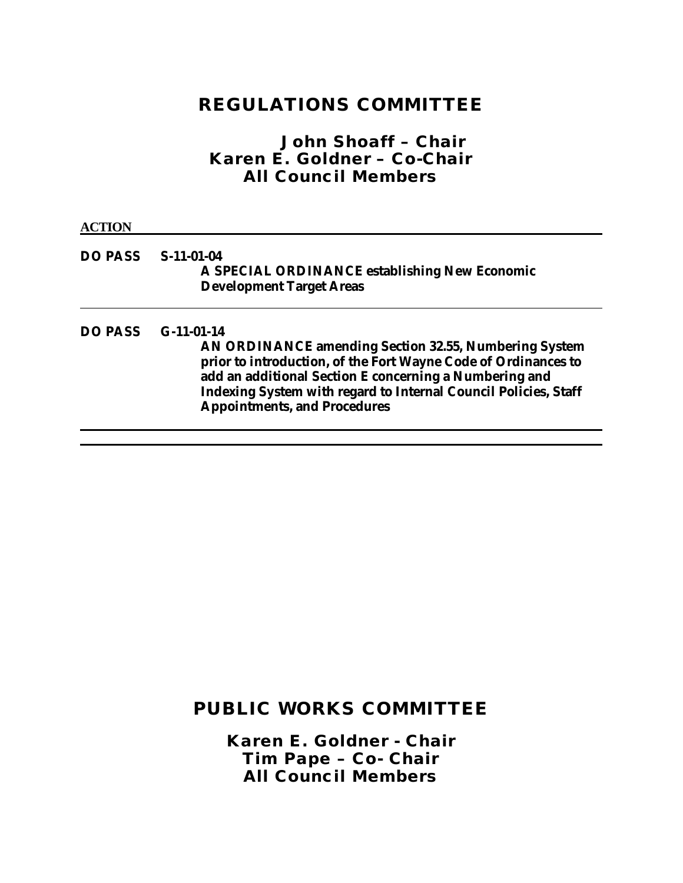# REGULATIONS COMMITTEE

**John Shoaff – Chair**
**Karen E. Goldner – Co-Chair**
**All Council Members**

**ACTION**

---

**DO PASS** **S-11-01-04**
**A SPECIAL ORDINANCE establishing New Economic Development Target Areas**

---

**DO PASS** **G-11-01-14**
**AN ORDINANCE amending Section 32.55, Numbering System prior to introduction, of the Fort Wayne Code of Ordinances to add an additional Section E concerning a Numbering and Indexing System with regard to Internal Council Policies, Staff Appointments, and Procedures**

---

# PUBLIC WORKS COMMITTEE

**Karen E. Goldner - Chair**
**Tim Pape – Co- Chair**
**All Council Members**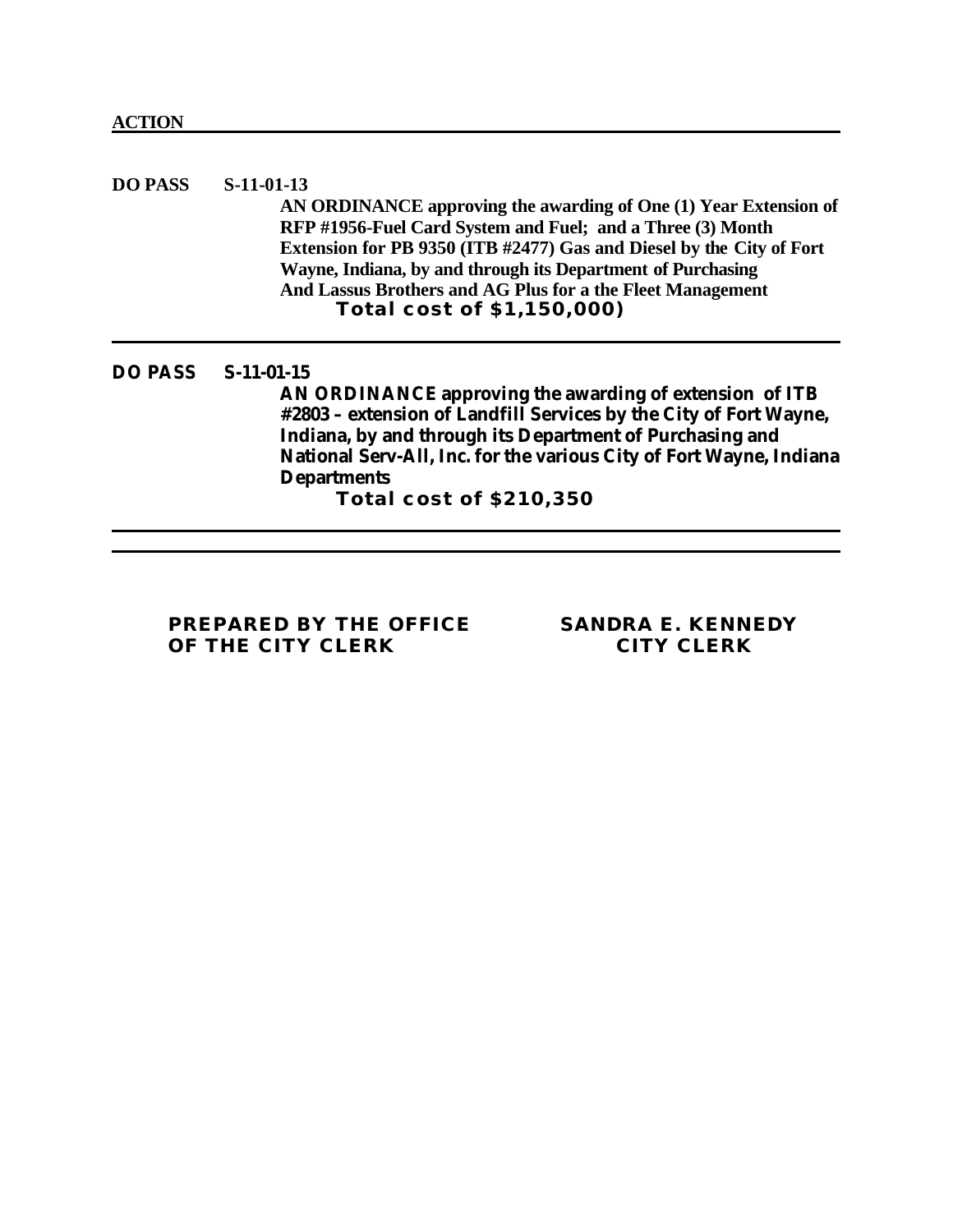**ACTION**

---

**DO PASS** **S-11-01-13**

**AN ORDINANCE approving the awarding of One (1) Year Extension of RFP #1956-Fuel Card System and Fuel; and a Three (3) Month Extension for PB 9350 (ITB #2477) Gas and Diesel by the City of Fort Wayne, Indiana, by and through its Department of Purchasing And Lassus Brothers and AG Plus for a the Fleet Management**

**Total cost of $1,150,000)**

---

**DO PASS** **S-11-01-15**

**AN ORDINANCE approving the awarding of extension of ITB #2803 – extension of Landfill Services by the City of Fort Wayne, Indiana, by and through its Department of Purchasing and National Serv-All, Inc. for the various City of Fort Wayne, Indiana Departments**

**Total cost of $210,350**

---

---

**PREPARED BY THE OFFICE OF THE CITY CLERK**

**SANDRA E. KENNEDY**
**CITY CLERK**